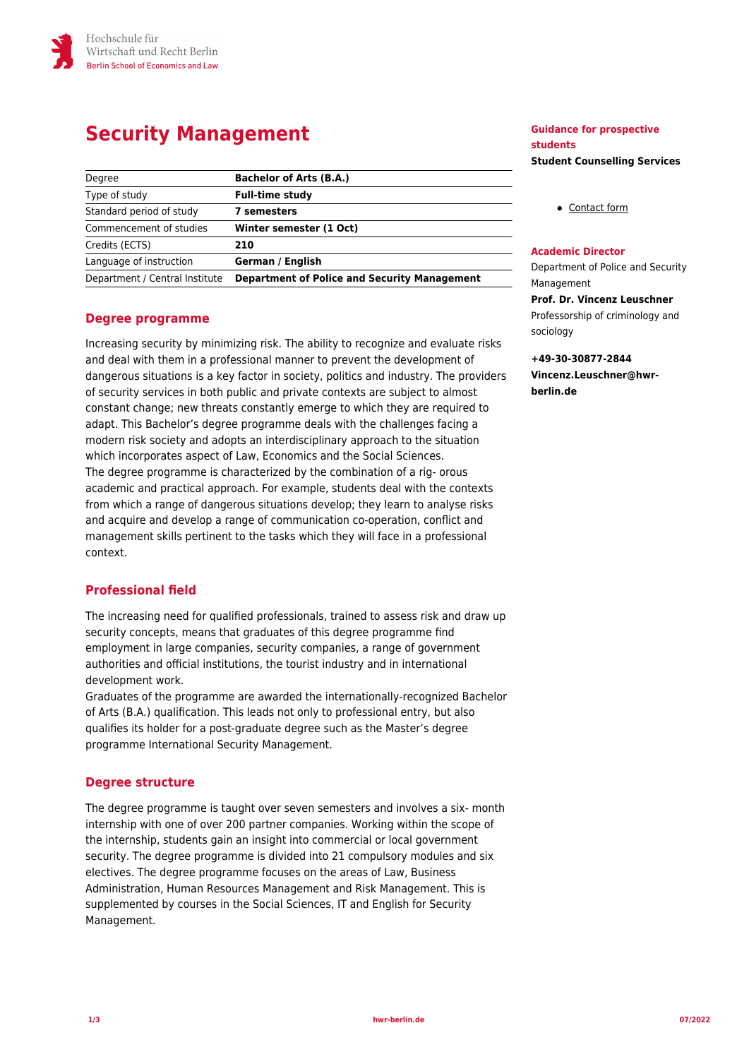Hochschule für Wirtschaft und Recht Berlin
Berlin School of Economics and Law

# Security Management

| Degree | **Bachelor of Arts (B.A.)** |
|---|---|
| Type of study | **Full-time study** |
| Standard period of study | **7 semesters** |
| Commencement of studies | **Winter semester (1 Oct)** |
| Credits (ECTS) | **210** |
| Language of instruction | **German / English** |
| Department / Central Institute | **Department of Police and Security Management** |

## Degree programme

Increasing security by minimizing risk. The ability to recognize and evaluate risks and deal with them in a professional manner to prevent the development of dangerous situations is a key factor in society, politics and industry. The providers of security services in both public and private contexts are subject to almost constant change; new threats constantly emerge to which they are required to adapt. This Bachelor's degree programme deals with the challenges facing a modern risk society and adopts an interdisciplinary approach to the situation which incorporates aspect of Law, Economics and the Social Sciences.
The degree programme is characterized by the combination of a rig- orous academic and practical approach. For example, students deal with the contexts from which a range of dangerous situations develop; they learn to analyse risks and acquire and develop a range of communication co-operation, conflict and management skills pertinent to the tasks which they will face in a professional context.

## Professional field

The increasing need for qualified professionals, trained to assess risk and draw up security concepts, means that graduates of this degree programme find employment in large companies, security companies, a range of government authorities and official institutions, the tourist industry and in international development work.
Graduates of the programme are awarded the internationally-recognized Bachelor of Arts (B.A.) qualification. This leads not only to professional entry, but also qualifies its holder for a post-graduate degree such as the Master's degree programme International Security Management.

## Degree structure

The degree programme is taught over seven semesters and involves a six- month internship with one of over 200 partner companies. Working within the scope of the internship, students gain an insight into commercial or local government security. The degree programme is divided into 21 compulsory modules and six electives. The degree programme focuses on the areas of Law, Business Administration, Human Resources Management and Risk Management. This is supplemented by courses in the Social Sciences, IT and English for Security Management.

### Guidance for prospective students

**Student Counselling Services**

- Contact form

### Academic Director

Department of Police and Security Management
**Prof. Dr. Vincenz Leuschner**
Professorship of criminology and sociology

**+49-30-30877-2844**
**Vincenz.Leuschner@hwr-berlin.de**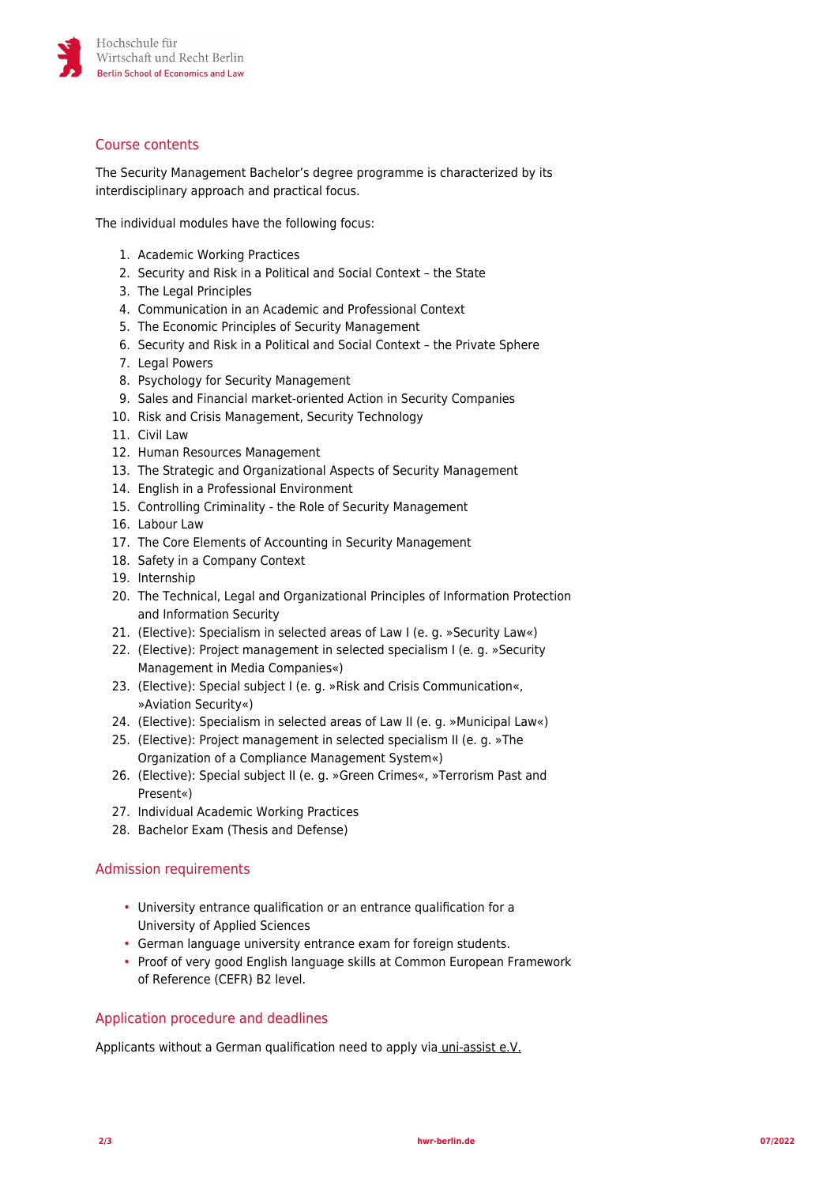## Course contents

The Security Management Bachelor's degree programme is characterized by its interdisciplinary approach and practical focus.

The individual modules have the following focus:

1. Academic Working Practices
2. Security and Risk in a Political and Social Context – the State
3. The Legal Principles
4. Communication in an Academic and Professional Context
5. The Economic Principles of Security Management
6. Security and Risk in a Political and Social Context – the Private Sphere
7. Legal Powers
8. Psychology for Security Management
9. Sales and Financial market-oriented Action in Security Companies
10. Risk and Crisis Management, Security Technology
11. Civil Law
12. Human Resources Management
13. The Strategic and Organizational Aspects of Security Management
14. English in a Professional Environment
15. Controlling Criminality - the Role of Security Management
16. Labour Law
17. The Core Elements of Accounting in Security Management
18. Safety in a Company Context
19. Internship
20. The Technical, Legal and Organizational Principles of Information Protection and Information Security
21. (Elective): Specialism in selected areas of Law I (e. g. »Security Law«)
22. (Elective): Project management in selected specialism I (e. g. »Security Management in Media Companies«)
23. (Elective): Special subject I (e. g. »Risk and Crisis Communication«, »Aviation Security«)
24. (Elective): Specialism in selected areas of Law II (e. g. »Municipal Law«)
25. (Elective): Project management in selected specialism II (e. g. »The Organization of a Compliance Management System«)
26. (Elective): Special subject II (e. g. »Green Crimes«, »Terrorism Past and Present«)
27. Individual Academic Working Practices
28. Bachelor Exam (Thesis and Defense)

## Admission requirements

- University entrance qualification or an entrance qualification for a University of Applied Sciences
- German language university entrance exam for foreign students.
- Proof of very good English language skills at Common European Framework of Reference (CEFR) B2 level.

## Application procedure and deadlines

Applicants without a German qualification need to apply via uni-assist e.V.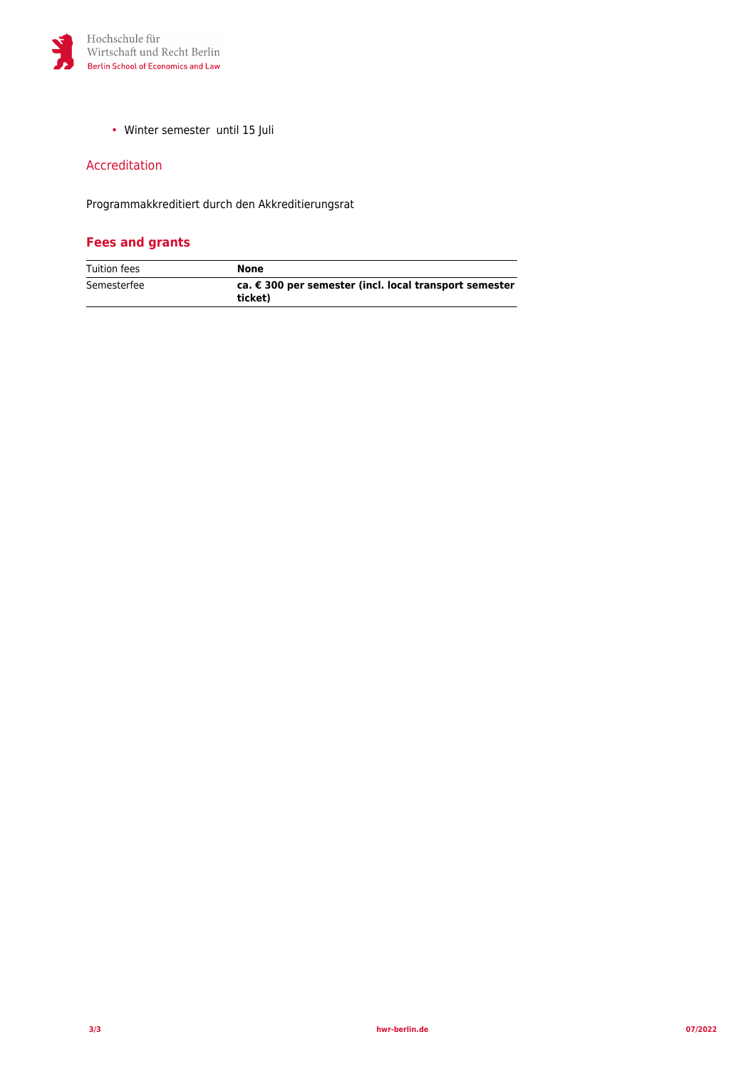- Winter semester  until 15 Juli

## Accreditation

Programmakkreditiert durch den Akkreditierungsrat

## Fees and grants

| | |
|---|---|
| Tuition fees | **None** |
| Semesterfee | **ca. € 300 per semester (incl. local transport semester ticket)** |